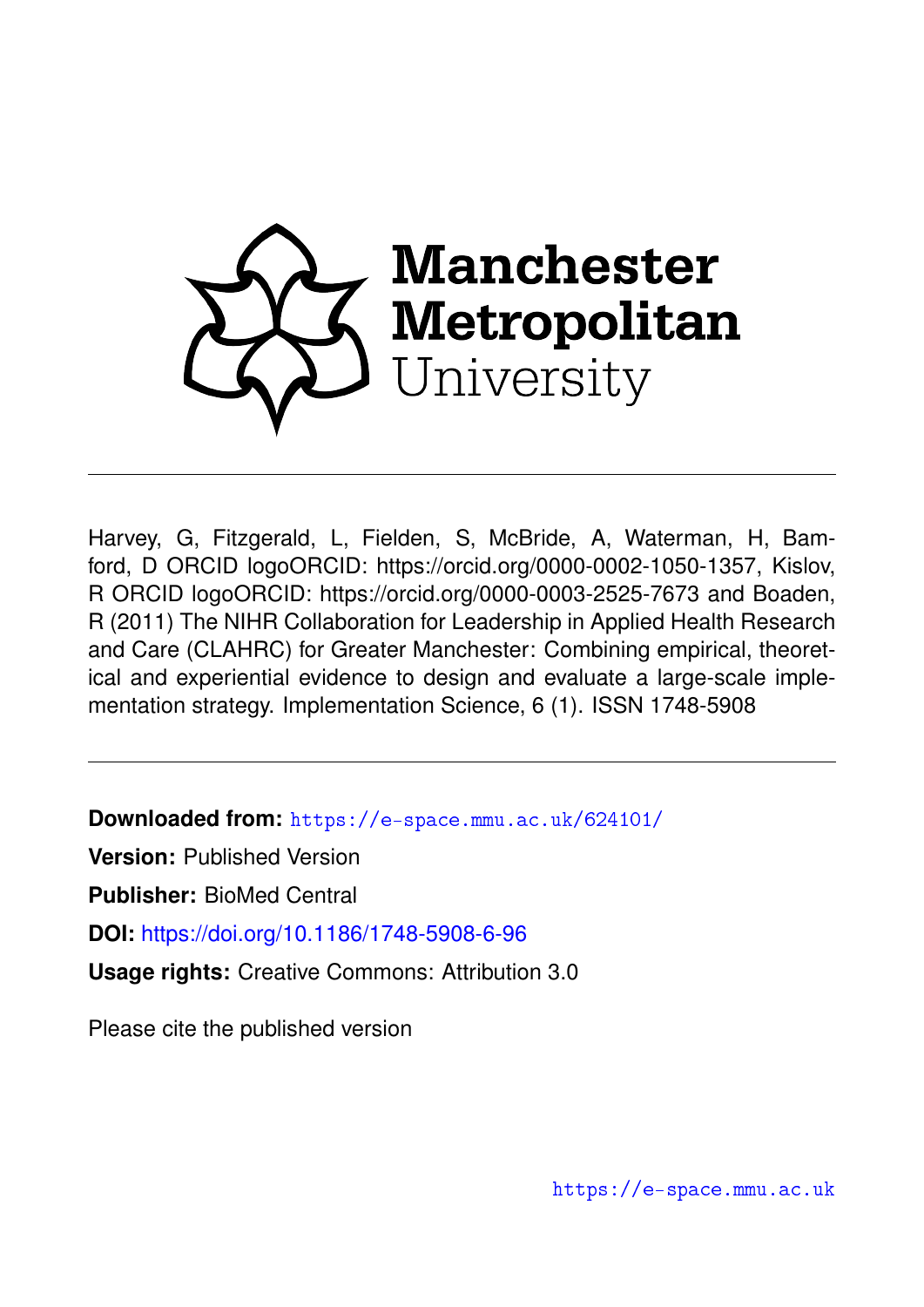Manchester Metropolitan University

Harvey, G, Fitzgerald, L, Fielden, S, McBride, A, Waterman, H, Bamford, D ORCID logoORCID: https://orcid.org/0000-0002-1050-1357, Kislov, R ORCID logoORCID: https://orcid.org/0000-0003-2525-7673 and Boaden, R (2011) The NIHR Collaboration for Leadership in Applied Health Research and Care (CLAHRC) for Greater Manchester: Combining empirical, theoretical and experiential evidence to design and evaluate a large-scale implementation strategy. Implementation Science, 6 (1). ISSN 1748-5908

**Downloaded from:** https://e-space.mmu.ac.uk/624101/

**Version:** Published Version

**Publisher:** BioMed Central

**DOI:** https://doi.org/10.1186/1748-5908-6-96

**Usage rights:** Creative Commons: Attribution 3.0

Please cite the published version

https://e-space.mmu.ac.uk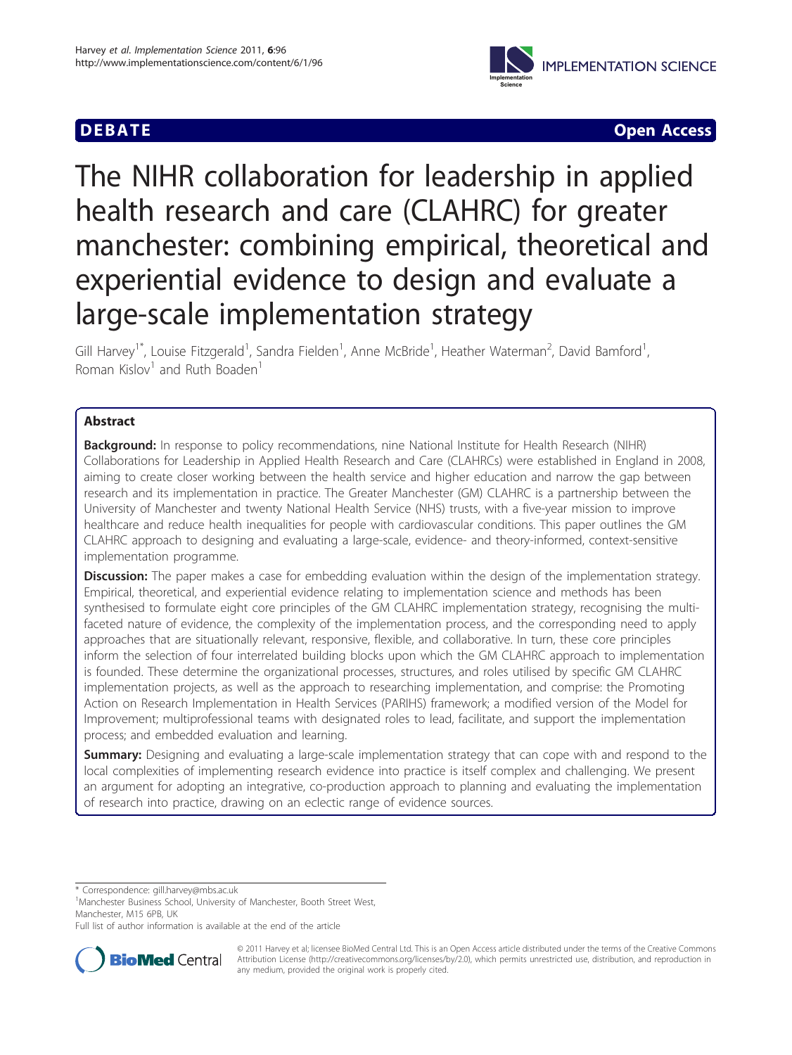# The NIHR collaboration for leadership in applied health research and care (CLAHRC) for greater manchester: combining empirical, theoretical and experiential evidence to design and evaluate a large-scale implementation strategy

Gill Harvey[1*], Louise Fitzgerald[1], Sandra Fielden[1], Anne McBride[1], Heather Waterman[2], David Bamford[1], Roman Kislov[1] and Ruth Boaden[1]

## Abstract

**Background:** In response to policy recommendations, nine National Institute for Health Research (NIHR) Collaborations for Leadership in Applied Health Research and Care (CLAHRCs) were established in England in 2008, aiming to create closer working between the health service and higher education and narrow the gap between research and its implementation in practice. The Greater Manchester (GM) CLAHRC is a partnership between the University of Manchester and twenty National Health Service (NHS) trusts, with a five-year mission to improve healthcare and reduce health inequalities for people with cardiovascular conditions. This paper outlines the GM CLAHRC approach to designing and evaluating a large-scale, evidence- and theory-informed, context-sensitive implementation programme.

**Discussion:** The paper makes a case for embedding evaluation within the design of the implementation strategy. Empirical, theoretical, and experiential evidence relating to implementation science and methods has been synthesised to formulate eight core principles of the GM CLAHRC implementation strategy, recognising the multi-faceted nature of evidence, the complexity of the implementation process, and the corresponding need to apply approaches that are situationally relevant, responsive, flexible, and collaborative. In turn, these core principles inform the selection of four interrelated building blocks upon which the GM CLAHRC approach to implementation is founded. These determine the organizational processes, structures, and roles utilised by specific GM CLAHRC implementation projects, as well as the approach to researching implementation, and comprise: the Promoting Action on Research Implementation in Health Services (PARIHS) framework; a modified version of the Model for Improvement; multiprofessional teams with designated roles to lead, facilitate, and support the implementation process; and embedded evaluation and learning.

**Summary:** Designing and evaluating a large-scale implementation strategy that can cope with and respond to the local complexities of implementing research evidence into practice is itself complex and challenging. We present an argument for adopting an integrative, co-production approach to planning and evaluating the implementation of research into practice, drawing on an eclectic range of evidence sources.

\* Correspondence: gill.harvey@mbs.ac.uk
[1]Manchester Business School, University of Manchester, Booth Street West, Manchester, M15 6PB, UK
Full list of author information is available at the end of the article

© 2011 Harvey et al; licensee BioMed Central Ltd. This is an Open Access article distributed under the terms of the Creative Commons Attribution License (http://creativecommons.org/licenses/by/2.0), which permits unrestricted use, distribution, and reproduction in any medium, provided the original work is properly cited.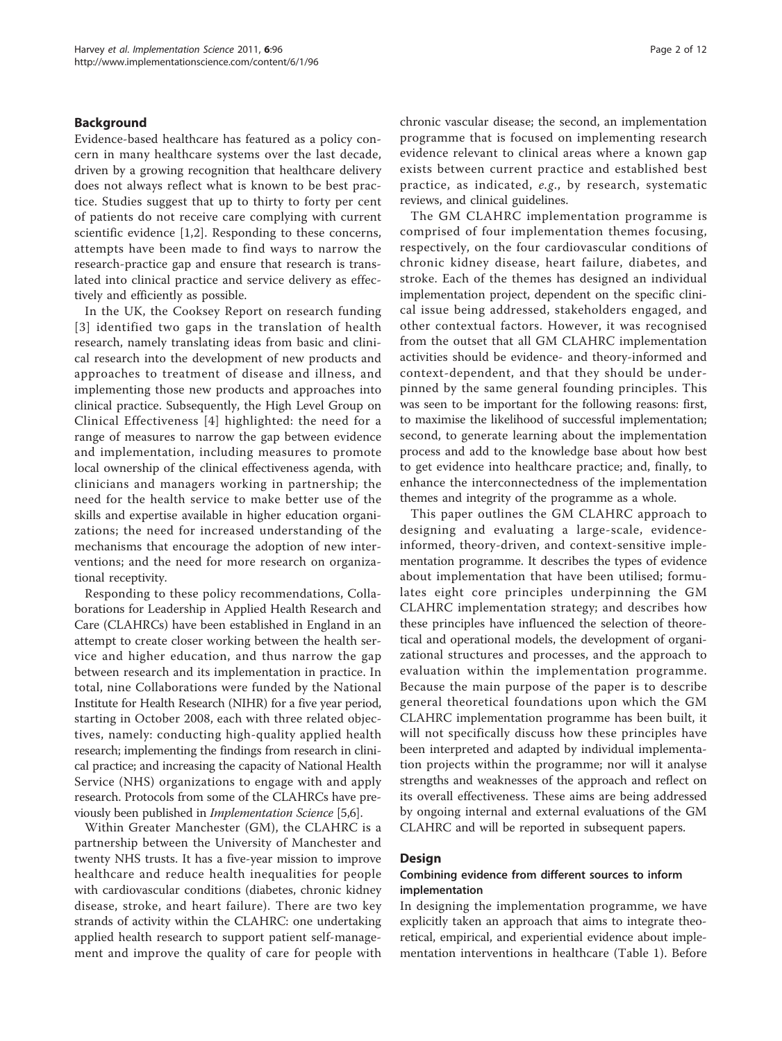## Background

Evidence-based healthcare has featured as a policy concern in many healthcare systems over the last decade, driven by a growing recognition that healthcare delivery does not always reflect what is known to be best practice. Studies suggest that up to thirty to forty per cent of patients do not receive care complying with current scientific evidence [1,2]. Responding to these concerns, attempts have been made to find ways to narrow the research-practice gap and ensure that research is translated into clinical practice and service delivery as effectively and efficiently as possible.

In the UK, the Cooksey Report on research funding [3] identified two gaps in the translation of health research, namely translating ideas from basic and clinical research into the development of new products and approaches to treatment of disease and illness, and implementing those new products and approaches into clinical practice. Subsequently, the High Level Group on Clinical Effectiveness [4] highlighted: the need for a range of measures to narrow the gap between evidence and implementation, including measures to promote local ownership of the clinical effectiveness agenda, with clinicians and managers working in partnership; the need for the health service to make better use of the skills and expertise available in higher education organizations; the need for increased understanding of the mechanisms that encourage the adoption of new interventions; and the need for more research on organizational receptivity.

Responding to these policy recommendations, Collaborations for Leadership in Applied Health Research and Care (CLAHRCs) have been established in England in an attempt to create closer working between the health service and higher education, and thus narrow the gap between research and its implementation in practice. In total, nine Collaborations were funded by the National Institute for Health Research (NIHR) for a five year period, starting in October 2008, each with three related objectives, namely: conducting high-quality applied health research; implementing the findings from research in clinical practice; and increasing the capacity of National Health Service (NHS) organizations to engage with and apply research. Protocols from some of the CLAHRCs have previously been published in *Implementation Science* [5,6].

Within Greater Manchester (GM), the CLAHRC is a partnership between the University of Manchester and twenty NHS trusts. It has a five-year mission to improve healthcare and reduce health inequalities for people with cardiovascular conditions (diabetes, chronic kidney disease, stroke, and heart failure). There are two key strands of activity within the CLAHRC: one undertaking applied health research to support patient self-management and improve the quality of care for people with chronic vascular disease; the second, an implementation programme that is focused on implementing research evidence relevant to clinical areas where a known gap exists between current practice and established best practice, as indicated, *e.g.*, by research, systematic reviews, and clinical guidelines.

The GM CLAHRC implementation programme is comprised of four implementation themes focusing, respectively, on the four cardiovascular conditions of chronic kidney disease, heart failure, diabetes, and stroke. Each of the themes has designed an individual implementation project, dependent on the specific clinical issue being addressed, stakeholders engaged, and other contextual factors. However, it was recognised from the outset that all GM CLAHRC implementation activities should be evidence- and theory-informed and context-dependent, and that they should be underpinned by the same general founding principles. This was seen to be important for the following reasons: first, to maximise the likelihood of successful implementation; second, to generate learning about the implementation process and add to the knowledge base about how best to get evidence into healthcare practice; and, finally, to enhance the interconnectedness of the implementation themes and integrity of the programme as a whole.

This paper outlines the GM CLAHRC approach to designing and evaluating a large-scale, evidence-informed, theory-driven, and context-sensitive implementation programme. It describes the types of evidence about implementation that have been utilised; formulates eight core principles underpinning the GM CLAHRC implementation strategy; and describes how these principles have influenced the selection of theoretical and operational models, the development of organizational structures and processes, and the approach to evaluation within the implementation programme. Because the main purpose of the paper is to describe general theoretical foundations upon which the GM CLAHRC implementation programme has been built, it will not specifically discuss how these principles have been interpreted and adapted by individual implementation projects within the programme; nor will it analyse strengths and weaknesses of the approach and reflect on its overall effectiveness. These aims are being addressed by ongoing internal and external evaluations of the GM CLAHRC and will be reported in subsequent papers.

## Design

### Combining evidence from different sources to inform implementation

In designing the implementation programme, we have explicitly taken an approach that aims to integrate theoretical, empirical, and experiential evidence about implementation interventions in healthcare (Table 1). Before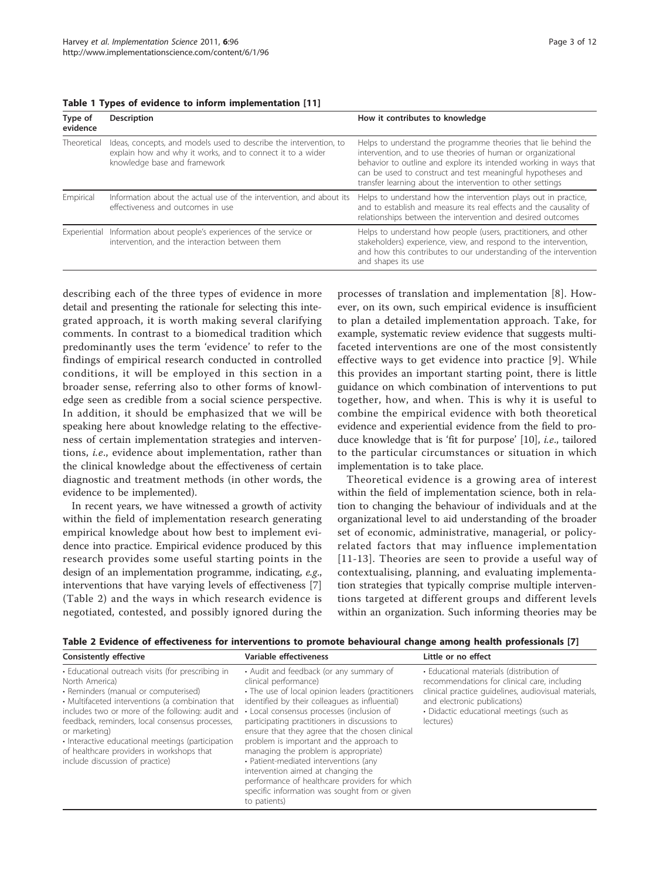**Table 1 Types of evidence to inform implementation [11]**

| Type of evidence | Description | How it contributes to knowledge |
|---|---|---|
| Theoretical | Ideas, concepts, and models used to describe the intervention, to explain how and why it works, and to connect it to a wider knowledge base and framework | Helps to understand the programme theories that lie behind the intervention, and to use theories of human or organizational behavior to outline and explore its intended working in ways that can be used to construct and test meaningful hypotheses and transfer learning about the intervention to other settings |
| Empirical | Information about the actual use of the intervention, and about its effectiveness and outcomes in use | Helps to understand how the intervention plays out in practice, and to establish and measure its real effects and the causality of relationships between the intervention and desired outcomes |
| Experiential | Information about people's experiences of the service or intervention, and the interaction between them | Helps to understand how people (users, practitioners, and other stakeholders) experience, view, and respond to the intervention, and how this contributes to our understanding of the intervention and shapes its use |

describing each of the three types of evidence in more detail and presenting the rationale for selecting this integrated approach, it is worth making several clarifying comments. In contrast to a biomedical tradition which predominantly uses the term 'evidence' to refer to the findings of empirical research conducted in controlled conditions, it will be employed in this section in a broader sense, referring also to other forms of knowledge seen as credible from a social science perspective. In addition, it should be emphasized that we will be speaking here about knowledge relating to the effectiveness of certain implementation strategies and interventions, *i.e*., evidence about implementation, rather than the clinical knowledge about the effectiveness of certain diagnostic and treatment methods (in other words, the evidence to be implemented).

In recent years, we have witnessed a growth of activity within the field of implementation research generating empirical knowledge about how best to implement evidence into practice. Empirical evidence produced by this research provides some useful starting points in the design of an implementation programme, indicating, *e.g*., interventions that have varying levels of effectiveness [7] (Table 2) and the ways in which research evidence is negotiated, contested, and possibly ignored during the processes of translation and implementation [8]. However, on its own, such empirical evidence is insufficient to plan a detailed implementation approach. Take, for example, systematic review evidence that suggests multifaceted interventions are one of the most consistently effective ways to get evidence into practice [9]. While this provides an important starting point, there is little guidance on which combination of interventions to put together, how, and when. This is why it is useful to combine the empirical evidence with both theoretical evidence and experiential evidence from the field to produce knowledge that is 'fit for purpose' [10], *i.e*., tailored to the particular circumstances or situation in which implementation is to take place.

Theoretical evidence is a growing area of interest within the field of implementation science, both in relation to changing the behaviour of individuals and at the organizational level to aid understanding of the broader set of economic, administrative, managerial, or policy-related factors that may influence implementation [11-13]. Theories are seen to provide a useful way of contextualising, planning, and evaluating implementation strategies that typically comprise multiple interventions targeted at different groups and different levels within an organization. Such informing theories may be

**Table 2 Evidence of effectiveness for interventions to promote behavioural change among health professionals [7]**

| Consistently effective | Variable effectiveness | Little or no effect |
|---|---|---|
| • Educational outreach visits (for prescribing in North America)<br>• Reminders (manual or computerised)<br>• Multifaceted interventions (a combination that includes two or more of the following: audit and feedback, reminders, local consensus processes, or marketing)<br>• Interactive educational meetings (participation of healthcare providers in workshops that include discussion of practice) | • Audit and feedback (or any summary of clinical performance)<br>• The use of local opinion leaders (practitioners identified by their colleagues as influential)<br>• Local consensus processes (inclusion of participating practitioners in discussions to ensure that they agree that the chosen clinical problem is important and the approach to managing the problem is appropriate)<br>• Patient-mediated interventions (any intervention aimed at changing the performance of healthcare providers for which specific information was sought from or given to patients) | • Educational materials (distribution of recommendations for clinical care, including clinical practice guidelines, audiovisual materials, and electronic publications)<br>• Didactic educational meetings (such as lectures) |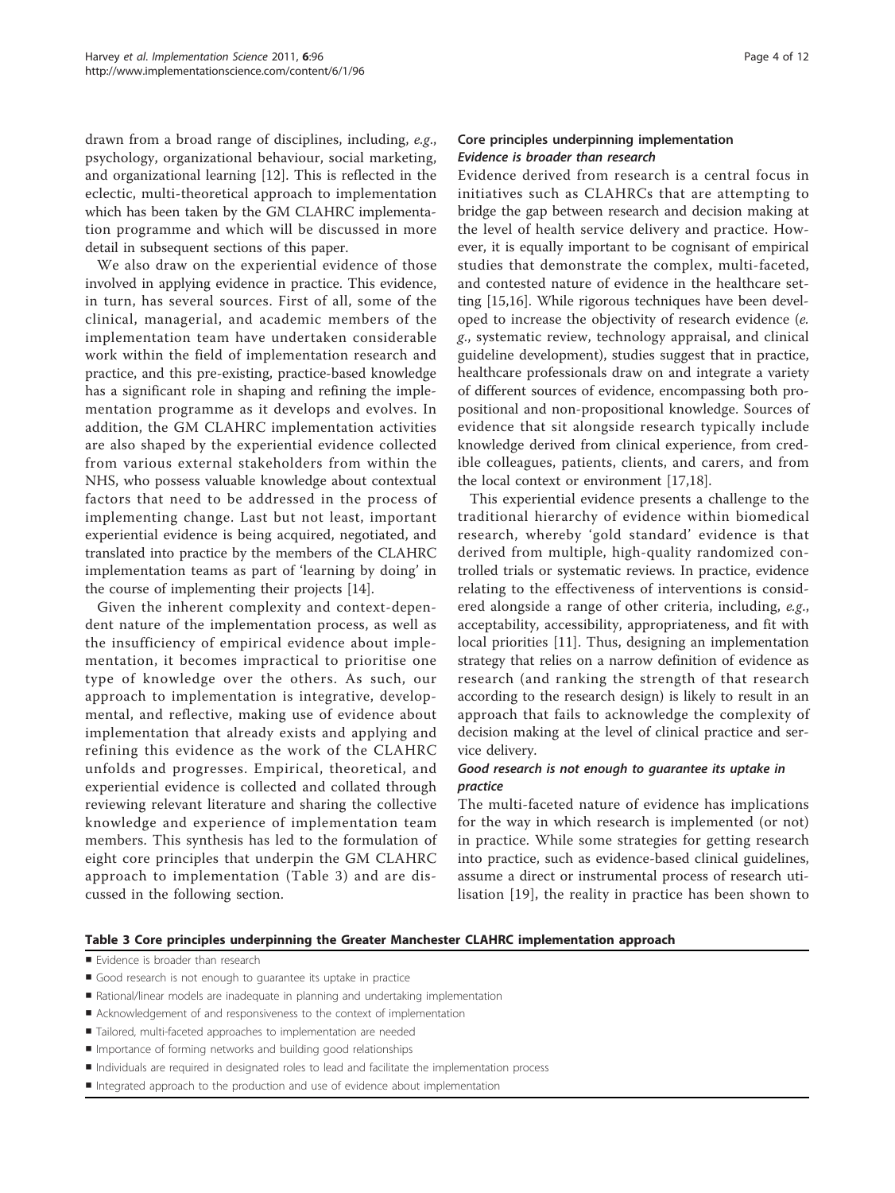drawn from a broad range of disciplines, including, *e.g.*, psychology, organizational behaviour, social marketing, and organizational learning [12]. This is reflected in the eclectic, multi-theoretical approach to implementation which has been taken by the GM CLAHRC implementation programme and which will be discussed in more detail in subsequent sections of this paper.

We also draw on the experiential evidence of those involved in applying evidence in practice. This evidence, in turn, has several sources. First of all, some of the clinical, managerial, and academic members of the implementation team have undertaken considerable work within the field of implementation research and practice, and this pre-existing, practice-based knowledge has a significant role in shaping and refining the implementation programme as it develops and evolves. In addition, the GM CLAHRC implementation activities are also shaped by the experiential evidence collected from various external stakeholders from within the NHS, who possess valuable knowledge about contextual factors that need to be addressed in the process of implementing change. Last but not least, important experiential evidence is being acquired, negotiated, and translated into practice by the members of the CLAHRC implementation teams as part of 'learning by doing' in the course of implementing their projects [14].

Given the inherent complexity and context-dependent nature of the implementation process, as well as the insufficiency of empirical evidence about implementation, it becomes impractical to prioritise one type of knowledge over the others. As such, our approach to implementation is integrative, developmental, and reflective, making use of evidence about implementation that already exists and applying and refining this evidence as the work of the CLAHRC unfolds and progresses. Empirical, theoretical, and experiential evidence is collected and collated through reviewing relevant literature and sharing the collective knowledge and experience of implementation team members. This synthesis has led to the formulation of eight core principles that underpin the GM CLAHRC approach to implementation (Table 3) and are discussed in the following section.

## Core principles underpinning implementation

### *Evidence is broader than research*

Evidence derived from research is a central focus in initiatives such as CLAHRCs that are attempting to bridge the gap between research and decision making at the level of health service delivery and practice. However, it is equally important to be cognisant of empirical studies that demonstrate the complex, multi-faceted, and contested nature of evidence in the healthcare setting [15,16]. While rigorous techniques have been developed to increase the objectivity of research evidence (*e.g.*, systematic review, technology appraisal, and clinical guideline development), studies suggest that in practice, healthcare professionals draw on and integrate a variety of different sources of evidence, encompassing both propositional and non-propositional knowledge. Sources of evidence that sit alongside research typically include knowledge derived from clinical experience, from credible colleagues, patients, clients, and carers, and from the local context or environment [17,18].

This experiential evidence presents a challenge to the traditional hierarchy of evidence within biomedical research, whereby 'gold standard' evidence is that derived from multiple, high-quality randomized controlled trials or systematic reviews. In practice, evidence relating to the effectiveness of interventions is considered alongside a range of other criteria, including, *e.g.*, acceptability, accessibility, appropriateness, and fit with local priorities [11]. Thus, designing an implementation strategy that relies on a narrow definition of evidence as research (and ranking the strength of that research according to the research design) is likely to result in an approach that fails to acknowledge the complexity of decision making at the level of clinical practice and service delivery.

### *Good research is not enough to guarantee its uptake in practice*

The multi-faceted nature of evidence has implications for the way in which research is implemented (or not) in practice. While some strategies for getting research into practice, such as evidence-based clinical guidelines, assume a direct or instrumental process of research utilisation [19], the reality in practice has been shown to

**Table 3 Core principles underpinning the Greater Manchester CLAHRC implementation approach**

- Evidence is broader than research
- Good research is not enough to guarantee its uptake in practice
- Rational/linear models are inadequate in planning and undertaking implementation
- Acknowledgement of and responsiveness to the context of implementation
- Tailored, multi-faceted approaches to implementation are needed
- Importance of forming networks and building good relationships
- Individuals are required in designated roles to lead and facilitate the implementation process
- Integrated approach to the production and use of evidence about implementation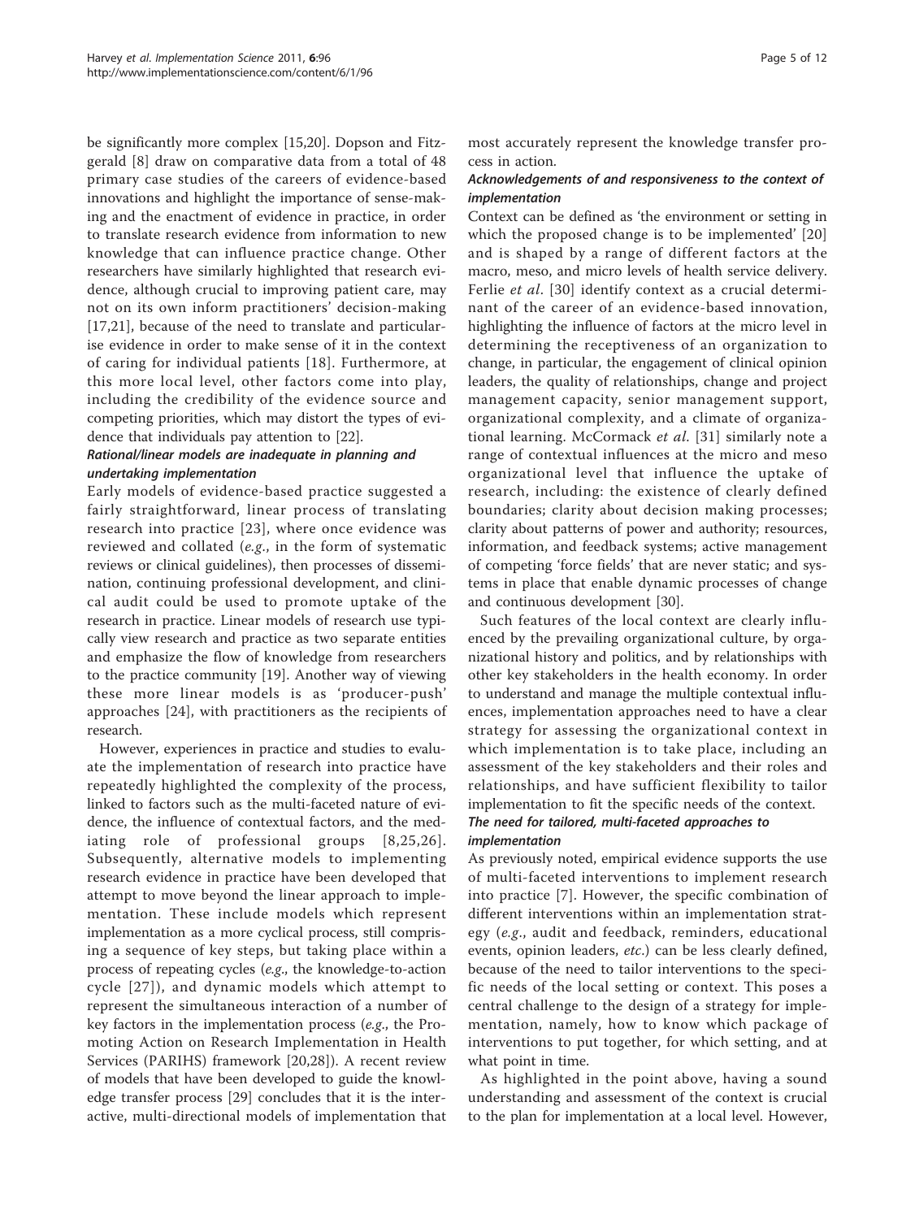be significantly more complex [15,20]. Dopson and Fitzgerald [8] draw on comparative data from a total of 48 primary case studies of the careers of evidence-based innovations and highlight the importance of sense-making and the enactment of evidence in practice, in order to translate research evidence from information to new knowledge that can influence practice change. Other researchers have similarly highlighted that research evidence, although crucial to improving patient care, may not on its own inform practitioners' decision-making [17,21], because of the need to translate and particularise evidence in order to make sense of it in the context of caring for individual patients [18]. Furthermore, at this more local level, other factors come into play, including the credibility of the evidence source and competing priorities, which may distort the types of evidence that individuals pay attention to [22].

#### *Rational/linear models are inadequate in planning and undertaking implementation*

Early models of evidence-based practice suggested a fairly straightforward, linear process of translating research into practice [23], where once evidence was reviewed and collated (*e.g.*, in the form of systematic reviews or clinical guidelines), then processes of dissemination, continuing professional development, and clinical audit could be used to promote uptake of the research in practice. Linear models of research use typically view research and practice as two separate entities and emphasize the flow of knowledge from researchers to the practice community [19]. Another way of viewing these more linear models is as 'producer-push' approaches [24], with practitioners as the recipients of research.

However, experiences in practice and studies to evaluate the implementation of research into practice have repeatedly highlighted the complexity of the process, linked to factors such as the multi-faceted nature of evidence, the influence of contextual factors, and the mediating role of professional groups [8,25,26]. Subsequently, alternative models to implementing research evidence in practice have been developed that attempt to move beyond the linear approach to implementation. These include models which represent implementation as a more cyclical process, still comprising a sequence of key steps, but taking place within a process of repeating cycles (*e.g.*, the knowledge-to-action cycle [27]), and dynamic models which attempt to represent the simultaneous interaction of a number of key factors in the implementation process (*e.g.*, the Promoting Action on Research Implementation in Health Services (PARIHS) framework [20,28]). A recent review of models that have been developed to guide the knowledge transfer process [29] concludes that it is the interactive, multi-directional models of implementation that most accurately represent the knowledge transfer process in action.

#### *Acknowledgements of and responsiveness to the context of implementation*

Context can be defined as 'the environment or setting in which the proposed change is to be implemented' [20] and is shaped by a range of different factors at the macro, meso, and micro levels of health service delivery. Ferlie *et al*. [30] identify context as a crucial determinant of the career of an evidence-based innovation, highlighting the influence of factors at the micro level in determining the receptiveness of an organization to change, in particular, the engagement of clinical opinion leaders, the quality of relationships, change and project management capacity, senior management support, organizational complexity, and a climate of organizational learning. McCormack *et al*. [31] similarly note a range of contextual influences at the micro and meso organizational level that influence the uptake of research, including: the existence of clearly defined boundaries; clarity about decision making processes; clarity about patterns of power and authority; resources, information, and feedback systems; active management of competing 'force fields' that are never static; and systems in place that enable dynamic processes of change and continuous development [30].

Such features of the local context are clearly influenced by the prevailing organizational culture, by organizational history and politics, and by relationships with other key stakeholders in the health economy. In order to understand and manage the multiple contextual influences, implementation approaches need to have a clear strategy for assessing the organizational context in which implementation is to take place, including an assessment of the key stakeholders and their roles and relationships, and have sufficient flexibility to tailor implementation to fit the specific needs of the context.

#### *The need for tailored, multi-faceted approaches to implementation*

As previously noted, empirical evidence supports the use of multi-faceted interventions to implement research into practice [7]. However, the specific combination of different interventions within an implementation strategy (*e.g.*, audit and feedback, reminders, educational events, opinion leaders, *etc.*) can be less clearly defined, because of the need to tailor interventions to the specific needs of the local setting or context. This poses a central challenge to the design of a strategy for implementation, namely, how to know which package of interventions to put together, for which setting, and at what point in time.

As highlighted in the point above, having a sound understanding and assessment of the context is crucial to the plan for implementation at a local level. However,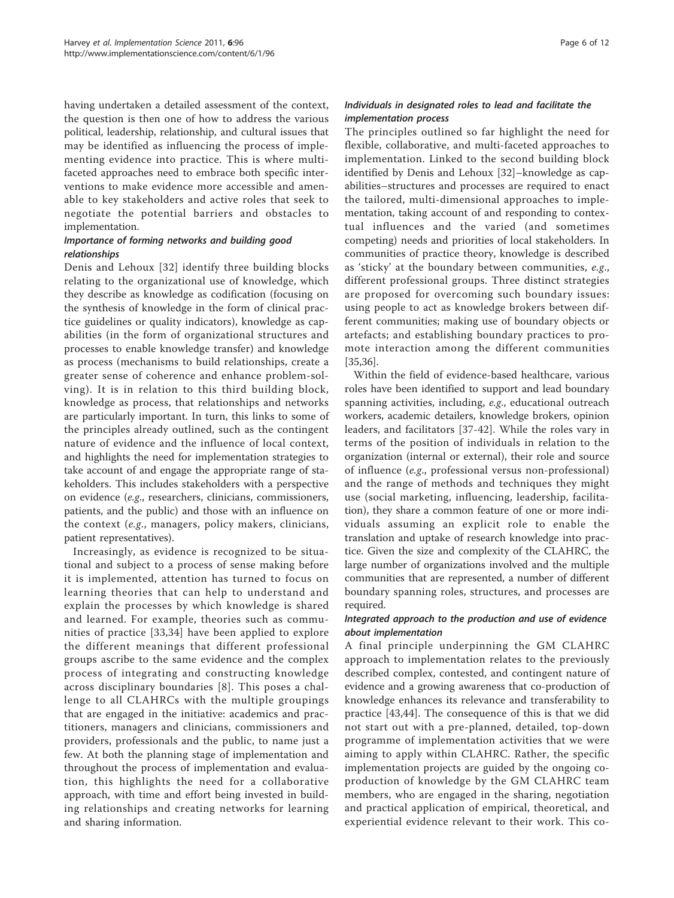having undertaken a detailed assessment of the context, the question is then one of how to address the various political, leadership, relationship, and cultural issues that may be identified as influencing the process of implementing evidence into practice. This is where multi-faceted approaches need to embrace both specific interventions to make evidence more accessible and amenable to key stakeholders and active roles that seek to negotiate the potential barriers and obstacles to implementation.

#### *Importance of forming networks and building good relationships*

Denis and Lehoux [32] identify three building blocks relating to the organizational use of knowledge, which they describe as knowledge as codification (focusing on the synthesis of knowledge in the form of clinical practice guidelines or quality indicators), knowledge as capabilities (in the form of organizational structures and processes to enable knowledge transfer) and knowledge as process (mechanisms to build relationships, create a greater sense of coherence and enhance problem-solving). It is in relation to this third building block, knowledge as process, that relationships and networks are particularly important. In turn, this links to some of the principles already outlined, such as the contingent nature of evidence and the influence of local context, and highlights the need for implementation strategies to take account of and engage the appropriate range of stakeholders. This includes stakeholders with a perspective on evidence (*e.g.*, researchers, clinicians, commissioners, patients, and the public) and those with an influence on the context (*e.g.*, managers, policy makers, clinicians, patient representatives).

Increasingly, as evidence is recognized to be situational and subject to a process of sense making before it is implemented, attention has turned to focus on learning theories that can help to understand and explain the processes by which knowledge is shared and learned. For example, theories such as communities of practice [33,34] have been applied to explore the different meanings that different professional groups ascribe to the same evidence and the complex process of integrating and constructing knowledge across disciplinary boundaries [8]. This poses a challenge to all CLAHRCs with the multiple groupings that are engaged in the initiative: academics and practitioners, managers and clinicians, commissioners and providers, professionals and the public, to name just a few. At both the planning stage of implementation and throughout the process of implementation and evaluation, this highlights the need for a collaborative approach, with time and effort being invested in building relationships and creating networks for learning and sharing information.

#### *Individuals in designated roles to lead and facilitate the implementation process*

The principles outlined so far highlight the need for flexible, collaborative, and multi-faceted approaches to implementation. Linked to the second building block identified by Denis and Lehoux [32]–knowledge as capabilities–structures and processes are required to enact the tailored, multi-dimensional approaches to implementation, taking account of and responding to contextual influences and the varied (and sometimes competing) needs and priorities of local stakeholders. In communities of practice theory, knowledge is described as 'sticky' at the boundary between communities, *e.g.*, different professional groups. Three distinct strategies are proposed for overcoming such boundary issues: using people to act as knowledge brokers between different communities; making use of boundary objects or artefacts; and establishing boundary practices to promote interaction among the different communities [35,36].

Within the field of evidence-based healthcare, various roles have been identified to support and lead boundary spanning activities, including, *e.g.*, educational outreach workers, academic detailers, knowledge brokers, opinion leaders, and facilitators [37-42]. While the roles vary in terms of the position of individuals in relation to the organization (internal or external), their role and source of influence (*e.g.*, professional versus non-professional) and the range of methods and techniques they might use (social marketing, influencing, leadership, facilitation), they share a common feature of one or more individuals assuming an explicit role to enable the translation and uptake of research knowledge into practice. Given the size and complexity of the CLAHRC, the large number of organizations involved and the multiple communities that are represented, a number of different boundary spanning roles, structures, and processes are required.

#### *Integrated approach to the production and use of evidence about implementation*

A final principle underpinning the GM CLAHRC approach to implementation relates to the previously described complex, contested, and contingent nature of evidence and a growing awareness that co-production of knowledge enhances its relevance and transferability to practice [43,44]. The consequence of this is that we did not start out with a pre-planned, detailed, top-down programme of implementation activities that we were aiming to apply within CLAHRC. Rather, the specific implementation projects are guided by the ongoing co-production of knowledge by the GM CLAHRC team members, who are engaged in the sharing, negotiation and practical application of empirical, theoretical, and experiential evidence relevant to their work. This co-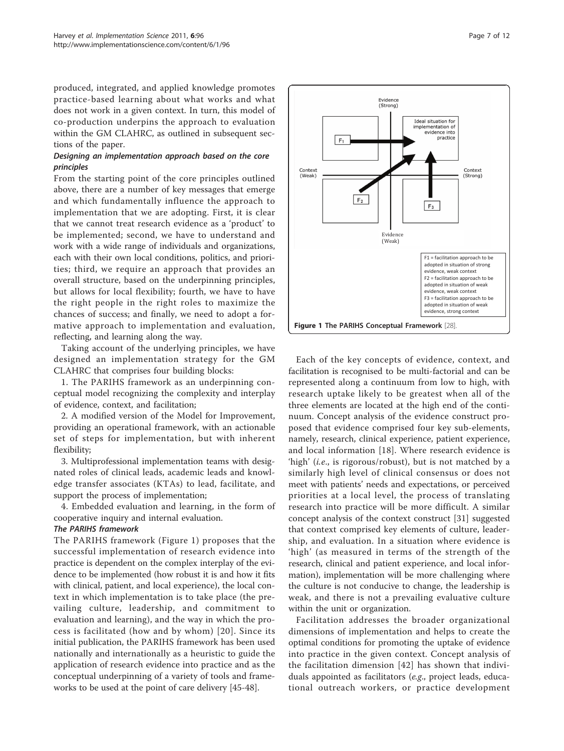produced, integrated, and applied knowledge promotes practice-based learning about what works and what does not work in a given context. In turn, this model of co-production underpins the approach to evaluation within the GM CLAHRC, as outlined in subsequent sections of the paper.

#### *Designing an implementation approach based on the core principles*

From the starting point of the core principles outlined above, there are a number of key messages that emerge and which fundamentally influence the approach to implementation that we are adopting. First, it is clear that we cannot treat research evidence as a 'product' to be implemented; second, we have to understand and work with a wide range of individuals and organizations, each with their own local conditions, politics, and priorities; third, we require an approach that provides an overall structure, based on the underpinning principles, but allows for local flexibility; fourth, we have to have the right people in the right roles to maximize the chances of success; and finally, we need to adopt a formative approach to implementation and evaluation, reflecting, and learning along the way.

Taking account of the underlying principles, we have designed an implementation strategy for the GM CLAHRC that comprises four building blocks:

1. The PARIHS framework as an underpinning conceptual model recognizing the complexity and interplay of evidence, context, and facilitation;

2. A modified version of the Model for Improvement, providing an operational framework, with an actionable set of steps for implementation, but with inherent flexibility;

3. Multiprofessional implementation teams with designated roles of clinical leads, academic leads and knowledge transfer associates (KTAs) to lead, facilitate, and support the process of implementation;

4. Embedded evaluation and learning, in the form of cooperative inquiry and internal evaluation.

#### *The PARIHS framework*

The PARIHS framework (Figure 1) proposes that the successful implementation of research evidence into practice is dependent on the complex interplay of the evidence to be implemented (how robust it is and how it fits with clinical, patient, and local experience), the local context in which implementation is to take place (the prevailing culture, leadership, and commitment to evaluation and learning), and the way in which the process is facilitated (how and by whom) [20]. Since its initial publication, the PARIHS framework has been used nationally and internationally as a heuristic to guide the application of research evidence into practice and as the conceptual underpinning of a variety of tools and frameworks to be used at the point of care delivery [45-48].

Evidence (Strong)

Evidence (Weak)

Context (Weak)

Context (Strong)

Ideal situation for implementation of evidence into practice

F1

F2

F3

F1 = facilitation approach to be adopted in situation of strong evidence, weak context
F2 = facilitation approach to be adopted in situation of weak evidence, weak context
F3 = facilitation approach to be adopted in situation of weak evidence, strong context

**Figure 1 The PARIHS Conceptual Framework** [28].

Each of the key concepts of evidence, context, and facilitation is recognised to be multi-factorial and can be represented along a continuum from low to high, with research uptake likely to be greatest when all of the three elements are located at the high end of the continuum. Concept analysis of the evidence construct proposed that evidence comprised four key sub-elements, namely, research, clinical experience, patient experience, and local information [18]. Where research evidence is 'high' (*i.e.*, is rigorous/robust), but is not matched by a similarly high level of clinical consensus or does not meet with patients' needs and expectations, or perceived priorities at a local level, the process of translating research into practice will be more difficult. A similar concept analysis of the context construct [31] suggested that context comprised key elements of culture, leadership, and evaluation. In a situation where evidence is 'high' (as measured in terms of the strength of the research, clinical and patient experience, and local information), implementation will be more challenging where the culture is not conducive to change, the leadership is weak, and there is not a prevailing evaluative culture within the unit or organization.

Facilitation addresses the broader organizational dimensions of implementation and helps to create the optimal conditions for promoting the uptake of evidence into practice in the given context. Concept analysis of the facilitation dimension [42] has shown that individuals appointed as facilitators (*e.g.*, project leads, educational outreach workers, or practice development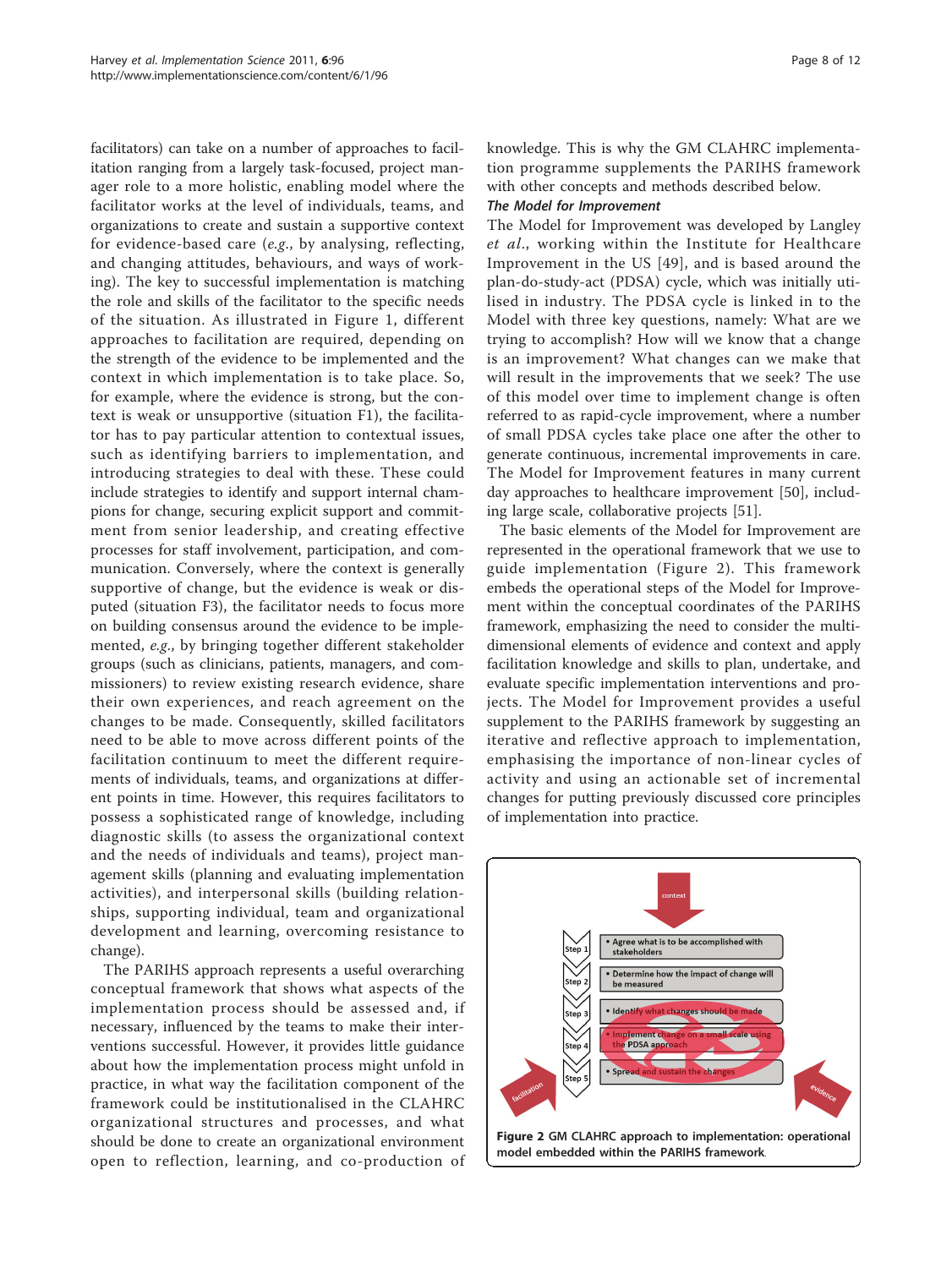facilitators) can take on a number of approaches to facilitation ranging from a largely task-focused, project manager role to a more holistic, enabling model where the facilitator works at the level of individuals, teams, and organizations to create and sustain a supportive context for evidence-based care (*e.g.*, by analysing, reflecting, and changing attitudes, behaviours, and ways of working). The key to successful implementation is matching the role and skills of the facilitator to the specific needs of the situation. As illustrated in Figure 1, different approaches to facilitation are required, depending on the strength of the evidence to be implemented and the context in which implementation is to take place. So, for example, where the evidence is strong, but the context is weak or unsupportive (situation F1), the facilitator has to pay particular attention to contextual issues, such as identifying barriers to implementation, and introducing strategies to deal with these. These could include strategies to identify and support internal champions for change, securing explicit support and commitment from senior leadership, and creating effective processes for staff involvement, participation, and communication. Conversely, where the context is generally supportive of change, but the evidence is weak or disputed (situation F3), the facilitator needs to focus more on building consensus around the evidence to be implemented, *e.g.*, by bringing together different stakeholder groups (such as clinicians, patients, managers, and commissioners) to review existing research evidence, share their own experiences, and reach agreement on the changes to be made. Consequently, skilled facilitators need to be able to move across different points of the facilitation continuum to meet the different requirements of individuals, teams, and organizations at different points in time. However, this requires facilitators to possess a sophisticated range of knowledge, including diagnostic skills (to assess the organizational context and the needs of individuals and teams), project management skills (planning and evaluating implementation activities), and interpersonal skills (building relationships, supporting individual, team and organizational development and learning, overcoming resistance to change).

The PARIHS approach represents a useful overarching conceptual framework that shows what aspects of the implementation process should be assessed and, if necessary, influenced by the teams to make their interventions successful. However, it provides little guidance about how the implementation process might unfold in practice, in what way the facilitation component of the framework could be institutionalised in the CLAHRC organizational structures and processes, and what should be done to create an organizational environment open to reflection, learning, and co-production of knowledge. This is why the GM CLAHRC implementation programme supplements the PARIHS framework with other concepts and methods described below.

### The Model for Improvement

The Model for Improvement was developed by Langley *et al.*, working within the Institute for Healthcare Improvement in the US [49], and is based around the plan-do-study-act (PDSA) cycle, which was initially utilised in industry. The PDSA cycle is linked in to the Model with three key questions, namely: What are we trying to accomplish? How will we know that a change is an improvement? What changes can we make that will result in the improvements that we seek? The use of this model over time to implement change is often referred to as rapid-cycle improvement, where a number of small PDSA cycles take place one after the other to generate continuous, incremental improvements in care. The Model for Improvement features in many current day approaches to healthcare improvement [50], including large scale, collaborative projects [51].

The basic elements of the Model for Improvement are represented in the operational framework that we use to guide implementation (Figure 2). This framework embeds the operational steps of the Model for Improvement within the conceptual coordinates of the PARIHS framework, emphasizing the need to consider the multidimensional elements of evidence and context and apply facilitation knowledge and skills to plan, undertake, and evaluate specific implementation interventions and projects. The Model for Improvement provides a useful supplement to the PARIHS framework by suggesting an iterative and reflective approach to implementation, emphasising the importance of non-linear cycles of activity and using an actionable set of incremental changes for putting previously discussed core principles of implementation into practice.

**Figure 2 GM CLAHRC approach to implementation: operational model embedded within the PARIHS framework**.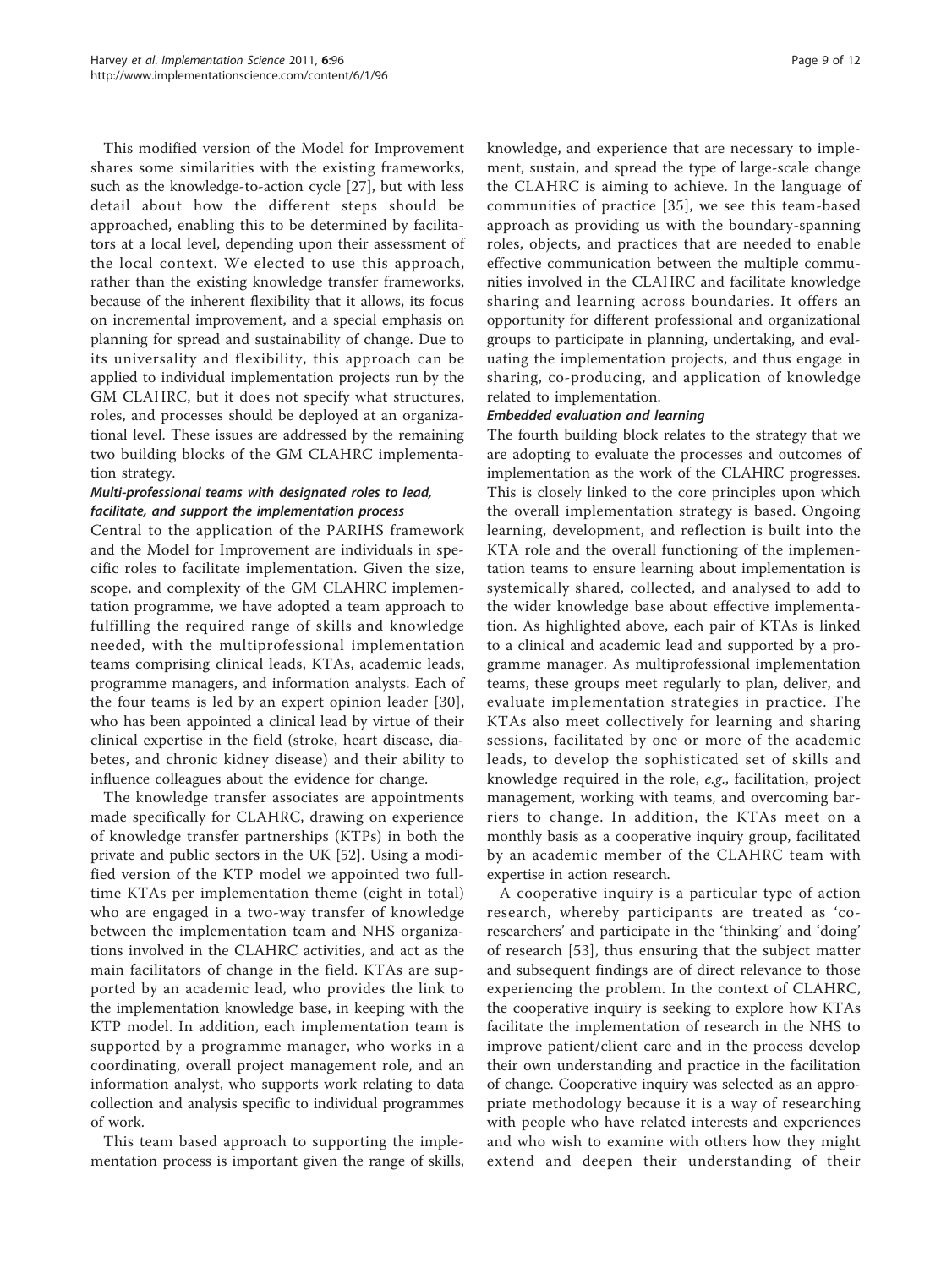This modified version of the Model for Improvement shares some similarities with the existing frameworks, such as the knowledge-to-action cycle [27], but with less detail about how the different steps should be approached, enabling this to be determined by facilitators at a local level, depending upon their assessment of the local context. We elected to use this approach, rather than the existing knowledge transfer frameworks, because of the inherent flexibility that it allows, its focus on incremental improvement, and a special emphasis on planning for spread and sustainability of change. Due to its universality and flexibility, this approach can be applied to individual implementation projects run by the GM CLAHRC, but it does not specify what structures, roles, and processes should be deployed at an organizational level. These issues are addressed by the remaining two building blocks of the GM CLAHRC implementation strategy.

#### *Multi-professional teams with designated roles to lead, facilitate, and support the implementation process*

Central to the application of the PARIHS framework and the Model for Improvement are individuals in specific roles to facilitate implementation. Given the size, scope, and complexity of the GM CLAHRC implementation programme, we have adopted a team approach to fulfilling the required range of skills and knowledge needed, with the multiprofessional implementation teams comprising clinical leads, KTAs, academic leads, programme managers, and information analysts. Each of the four teams is led by an expert opinion leader [30], who has been appointed a clinical lead by virtue of their clinical expertise in the field (stroke, heart disease, diabetes, and chronic kidney disease) and their ability to influence colleagues about the evidence for change.

The knowledge transfer associates are appointments made specifically for CLAHRC, drawing on experience of knowledge transfer partnerships (KTPs) in both the private and public sectors in the UK [52]. Using a modified version of the KTP model we appointed two full-time KTAs per implementation theme (eight in total) who are engaged in a two-way transfer of knowledge between the implementation team and NHS organizations involved in the CLAHRC activities, and act as the main facilitators of change in the field. KTAs are supported by an academic lead, who provides the link to the implementation knowledge base, in keeping with the KTP model. In addition, each implementation team is supported by a programme manager, who works in a coordinating, overall project management role, and an information analyst, who supports work relating to data collection and analysis specific to individual programmes of work.

This team based approach to supporting the implementation process is important given the range of skills, knowledge, and experience that are necessary to implement, sustain, and spread the type of large-scale change the CLAHRC is aiming to achieve. In the language of communities of practice [35], we see this team-based approach as providing us with the boundary-spanning roles, objects, and practices that are needed to enable effective communication between the multiple communities involved in the CLAHRC and facilitate knowledge sharing and learning across boundaries. It offers an opportunity for different professional and organizational groups to participate in planning, undertaking, and evaluating the implementation projects, and thus engage in sharing, co-producing, and application of knowledge related to implementation.

#### *Embedded evaluation and learning*

The fourth building block relates to the strategy that we are adopting to evaluate the processes and outcomes of implementation as the work of the CLAHRC progresses. This is closely linked to the core principles upon which the overall implementation strategy is based. Ongoing learning, development, and reflection is built into the KTA role and the overall functioning of the implementation teams to ensure learning about implementation is systemically shared, collected, and analysed to add to the wider knowledge base about effective implementation. As highlighted above, each pair of KTAs is linked to a clinical and academic lead and supported by a programme manager. As multiprofessional implementation teams, these groups meet regularly to plan, deliver, and evaluate implementation strategies in practice. The KTAs also meet collectively for learning and sharing sessions, facilitated by one or more of the academic leads, to develop the sophisticated set of skills and knowledge required in the role, *e.g.*, facilitation, project management, working with teams, and overcoming barriers to change. In addition, the KTAs meet on a monthly basis as a cooperative inquiry group, facilitated by an academic member of the CLAHRC team with expertise in action research.

A cooperative inquiry is a particular type of action research, whereby participants are treated as 'co-researchers' and participate in the 'thinking' and 'doing' of research [53], thus ensuring that the subject matter and subsequent findings are of direct relevance to those experiencing the problem. In the context of CLAHRC, the cooperative inquiry is seeking to explore how KTAs facilitate the implementation of research in the NHS to improve patient/client care and in the process develop their own understanding and practice in the facilitation of change. Cooperative inquiry was selected as an appropriate methodology because it is a way of researching with people who have related interests and experiences and who wish to examine with others how they might extend and deepen their understanding of their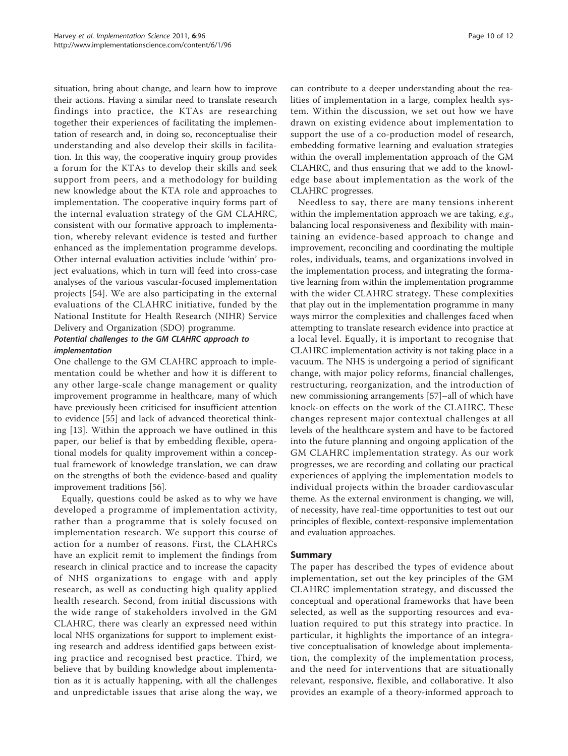situation, bring about change, and learn how to improve their actions. Having a similar need to translate research findings into practice, the KTAs are researching together their experiences of facilitating the implementation of research and, in doing so, reconceptualise their understanding and also develop their skills in facilitation. In this way, the cooperative inquiry group provides a forum for the KTAs to develop their skills and seek support from peers, and a methodology for building new knowledge about the KTA role and approaches to implementation. The cooperative inquiry forms part of the internal evaluation strategy of the GM CLAHRC, consistent with our formative approach to implementation, whereby relevant evidence is tested and further enhanced as the implementation programme develops. Other internal evaluation activities include 'within' project evaluations, which in turn will feed into cross-case analyses of the various vascular-focused implementation projects [54]. We are also participating in the external evaluations of the CLAHRC initiative, funded by the National Institute for Health Research (NIHR) Service Delivery and Organization (SDO) programme.

### *Potential challenges to the GM CLAHRC approach to implementation*

One challenge to the GM CLAHRC approach to implementation could be whether and how it is different to any other large-scale change management or quality improvement programme in healthcare, many of which have previously been criticised for insufficient attention to evidence [55] and lack of advanced theoretical thinking [13]. Within the approach we have outlined in this paper, our belief is that by embedding flexible, operational models for quality improvement within a conceptual framework of knowledge translation, we can draw on the strengths of both the evidence-based and quality improvement traditions [56].

Equally, questions could be asked as to why we have developed a programme of implementation activity, rather than a programme that is solely focused on implementation research. We support this course of action for a number of reasons. First, the CLAHRCs have an explicit remit to implement the findings from research in clinical practice and to increase the capacity of NHS organizations to engage with and apply research, as well as conducting high quality applied health research. Second, from initial discussions with the wide range of stakeholders involved in the GM CLAHRC, there was clearly an expressed need within local NHS organizations for support to implement existing research and address identified gaps between existing practice and recognised best practice. Third, we believe that by building knowledge about implementation as it is actually happening, with all the challenges and unpredictable issues that arise along the way, we can contribute to a deeper understanding about the realities of implementation in a large, complex health system. Within the discussion, we set out how we have drawn on existing evidence about implementation to support the use of a co-production model of research, embedding formative learning and evaluation strategies within the overall implementation approach of the GM CLAHRC, and thus ensuring that we add to the knowledge base about implementation as the work of the CLAHRC progresses.

Needless to say, there are many tensions inherent within the implementation approach we are taking, *e.g.*, balancing local responsiveness and flexibility with maintaining an evidence-based approach to change and improvement, reconciling and coordinating the multiple roles, individuals, teams, and organizations involved in the implementation process, and integrating the formative learning from within the implementation programme with the wider CLAHRC strategy. These complexities that play out in the implementation programme in many ways mirror the complexities and challenges faced when attempting to translate research evidence into practice at a local level. Equally, it is important to recognise that CLAHRC implementation activity is not taking place in a vacuum. The NHS is undergoing a period of significant change, with major policy reforms, financial challenges, restructuring, reorganization, and the introduction of new commissioning arrangements [57]–all of which have knock-on effects on the work of the CLAHRC. These changes represent major contextual challenges at all levels of the healthcare system and have to be factored into the future planning and ongoing application of the GM CLAHRC implementation strategy. As our work progresses, we are recording and collating our practical experiences of applying the implementation models to individual projects within the broader cardiovascular theme. As the external environment is changing, we will, of necessity, have real-time opportunities to test out our principles of flexible, context-responsive implementation and evaluation approaches.

## Summary

The paper has described the types of evidence about implementation, set out the key principles of the GM CLAHRC implementation strategy, and discussed the conceptual and operational frameworks that have been selected, as well as the supporting resources and evaluation required to put this strategy into practice. In particular, it highlights the importance of an integrative conceptualisation of knowledge about implementation, the complexity of the implementation process, and the need for interventions that are situationally relevant, responsive, flexible, and collaborative. It also provides an example of a theory-informed approach to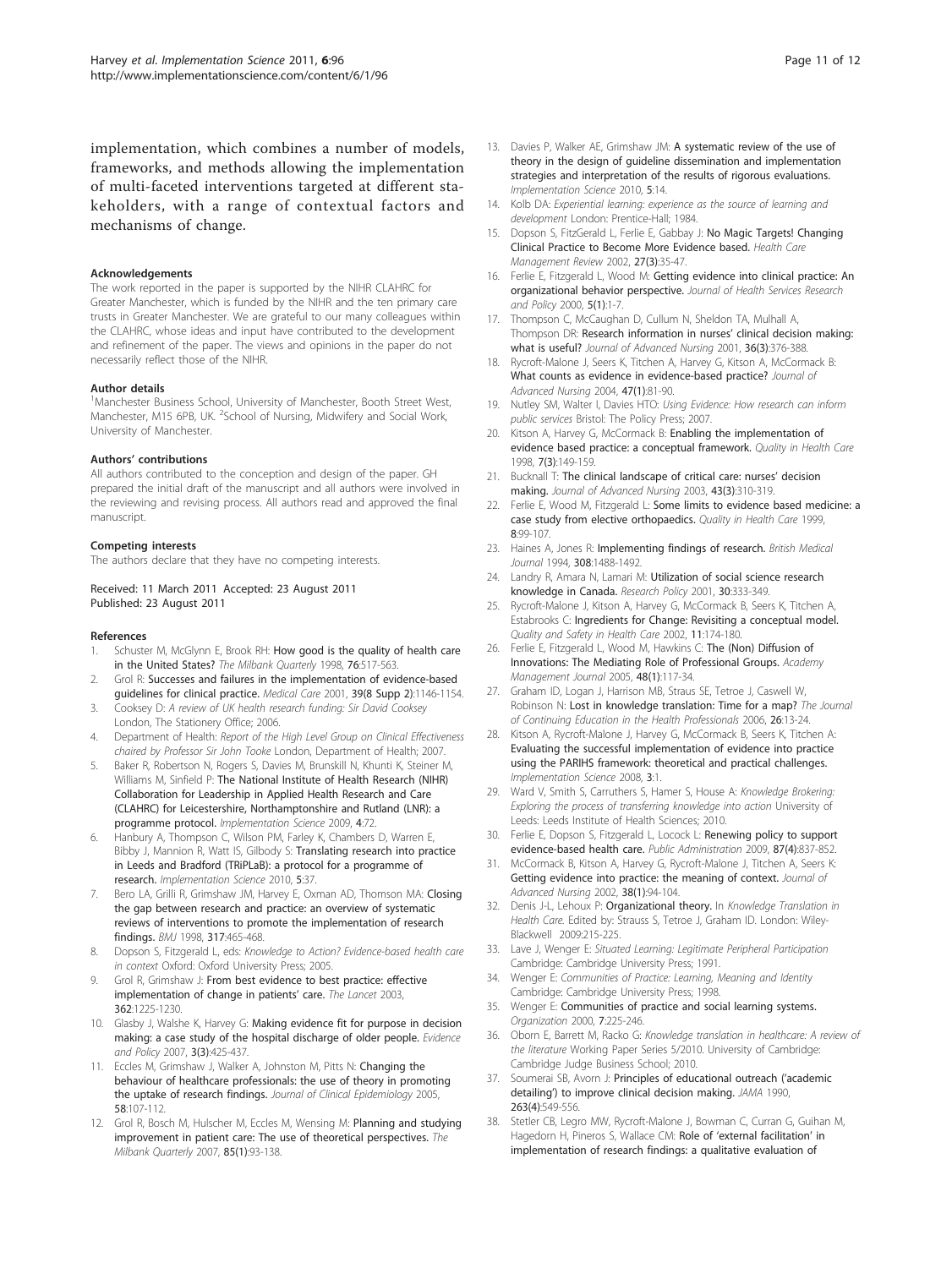implementation, which combines a number of models, frameworks, and methods allowing the implementation of multi-faceted interventions targeted at different stakeholders, with a range of contextual factors and mechanisms of change.

#### Acknowledgements

The work reported in the paper is supported by the NIHR CLAHRC for Greater Manchester, which is funded by the NIHR and the ten primary care trusts in Greater Manchester. We are grateful to our many colleagues within the CLAHRC, whose ideas and input have contributed to the development and refinement of the paper. The views and opinions in the paper do not necessarily reflect those of the NIHR.

#### Author details

[1]Manchester Business School, University of Manchester, Booth Street West, Manchester, M15 6PB, UK. [2]School of Nursing, Midwifery and Social Work, University of Manchester.

#### Authors' contributions

All authors contributed to the conception and design of the paper. GH prepared the initial draft of the manuscript and all authors were involved in the reviewing and revising process. All authors read and approved the final manuscript.

#### Competing interests

The authors declare that they have no competing interests.

Received: 11 March 2011 Accepted: 23 August 2011
Published: 23 August 2011

#### References

1. Schuster M, McGlynn E, Brook RH: **How good is the quality of health care in the United States?** *The Milbank Quarterly* 1998, **76**:517-563.
2. Grol R: **Successes and failures in the implementation of evidence-based guidelines for clinical practice.** *Medical Care* 2001, **39(8 Supp 2)**:1146-1154.
3. Cooksey D: *A review of UK health research funding: Sir David Cooksey* London, The Stationery Office; 2006.
4. Department of Health: *Report of the High Level Group on Clinical Effectiveness chaired by Professor Sir John Tooke* London, Department of Health; 2007.
5. Baker R, Robertson N, Rogers S, Davies M, Brunskill N, Khunti K, Steiner M, Williams M, Sinfield P: **The National Institute of Health Research (NIHR) Collaboration for Leadership in Applied Health Research and Care (CLAHRC) for Leicestershire, Northamptonshire and Rutland (LNR): a programme protocol.** *Implementation Science* 2009, **4**:72.
6. Hanbury A, Thompson C, Wilson PM, Farley K, Chambers D, Warren E, Bibby J, Mannion R, Watt IS, Gilbody S: **Translating research into practice in Leeds and Bradford (TRiPLaB): a protocol for a programme of research.** *Implementation Science* 2010, **5**:37.
7. Bero LA, Grilli R, Grimshaw JM, Harvey E, Oxman AD, Thomson MA: **Closing the gap between research and practice: an overview of systematic reviews of interventions to promote the implementation of research findings.** *BMJ* 1998, **317**:465-468.
8. Dopson S, Fitzgerald L, eds: *Knowledge to Action? Evidence-based health care in context* Oxford: Oxford University Press; 2005.
9. Grol R, Grimshaw J: **From best evidence to best practice: effective implementation of change in patients' care.** *The Lancet* 2003, **362**:1225-1230.
10. Glasby J, Walshe K, Harvey G: **Making evidence fit for purpose in decision making: a case study of the hospital discharge of older people.** *Evidence and Policy* 2007, **3(3)**:425-437.
11. Eccles M, Grimshaw J, Walker A, Johnston M, Pitts N: **Changing the behaviour of healthcare professionals: the use of theory in promoting the uptake of research findings.** *Journal of Clinical Epidemiology* 2005, **58**:107-112.
12. Grol R, Bosch M, Hulscher M, Eccles M, Wensing M: **Planning and studying improvement in patient care: The use of theoretical perspectives.** *The Milbank Quarterly* 2007, **85(1)**:93-138.
13. Davies P, Walker AE, Grimshaw JM: **A systematic review of the use of theory in the design of guideline dissemination and implementation strategies and interpretation of the results of rigorous evaluations.** *Implementation Science* 2010, **5**:14.
14. Kolb DA: *Experiential learning: experience as the source of learning and development* London: Prentice-Hall; 1984.
15. Dopson S, FitzGerald L, Ferlie E, Gabbay J: **No Magic Targets! Changing Clinical Practice to Become More Evidence based.** *Health Care Management Review* 2002, **27(3)**:35-47.
16. Ferlie E, Fitzgerald L, Wood M: **Getting evidence into clinical practice: An organizational behavior perspective.** *Journal of Health Services Research and Policy* 2000, **5(1)**:1-7.
17. Thompson C, McCaughan D, Cullum N, Sheldon TA, Mulhall A, Thompson DR: **Research information in nurses' clinical decision making: what is useful?** *Journal of Advanced Nursing* 2001, **36(3)**:376-388.
18. Rycroft-Malone J, Seers K, Titchen A, Harvey G, Kitson A, McCormack B: **What counts as evidence in evidence-based practice?** *Journal of Advanced Nursing* 2004, **47(1)**:81-90.
19. Nutley SM, Walter I, Davies HTO: *Using Evidence: How research can inform public services* Bristol: The Policy Press; 2007.
20. Kitson A, Harvey G, McCormack B: **Enabling the implementation of evidence based practice: a conceptual framework.** *Quality in Health Care* 1998, **7(3)**:149-159.
21. Bucknall T: **The clinical landscape of critical care: nurses' decision making.** *Journal of Advanced Nursing* 2003, **43(3)**:310-319.
22. Ferlie E, Wood M, Fitzgerald L: **Some limits to evidence based medicine: a case study from elective orthopaedics.** *Quality in Health Care* 1999, **8**:99-107.
23. Haines A, Jones R: **Implementing findings of research.** *British Medical Journal* 1994, **308**:1488-1492.
24. Landry R, Amara N, Lamari M: **Utilization of social science research knowledge in Canada.** *Research Policy* 2001, **30**:333-349.
25. Rycroft-Malone J, Kitson A, Harvey G, McCormack B, Seers K, Titchen A, Estabrooks C: **Ingredients for Change: Revisiting a conceptual model.** *Quality and Safety in Health Care* 2002, **11**:174-180.
26. Ferlie E, Fitzgerald L, Wood M, Hawkins C: **The (Non) Diffusion of Innovations: The Mediating Role of Professional Groups.** *Academy Management Journal* 2005, **48(1)**:117-34.
27. Graham ID, Logan J, Harrison MB, Straus SE, Tetroe J, Caswell W, Robinson N: **Lost in knowledge translation: Time for a map?** *The Journal of Continuing Education in the Health Professionals* 2006, **26**:13-24.
28. Kitson A, Rycroft-Malone J, Harvey G, McCormack B, Seers K, Titchen A: **Evaluating the successful implementation of evidence into practice using the PARIHS framework: theoretical and practical challenges.** *Implementation Science* 2008, **3**:1.
29. Ward V, Smith S, Carruthers S, Hamer S, House A: *Knowledge Brokering: Exploring the process of transferring knowledge into action* University of Leeds: Leeds Institute of Health Sciences; 2010.
30. Ferlie E, Dopson S, Fitzgerald L, Locock L: **Renewing policy to support evidence-based health care.** *Public Administration* 2009, **87(4)**:837-852.
31. McCormack B, Kitson A, Harvey G, Rycroft-Malone J, Titchen A, Seers K: **Getting evidence into practice: the meaning of context.** *Journal of Advanced Nursing* 2002, **38(1)**:94-104.
32. Denis J-L, Lehoux P: **Organizational theory.** In *Knowledge Translation in Health Care.* Edited by: Strauss S, Tetroe J, Graham ID. London: Wiley-Blackwell 2009:215-225.
33. Lave J, Wenger E: *Situated Learning: Legitimate Peripheral Participation* Cambridge: Cambridge University Press; 1991.
34. Wenger E: *Communities of Practice: Learning, Meaning and Identity* Cambridge: Cambridge University Press; 1998.
35. Wenger E: **Communities of practice and social learning systems.** *Organization* 2000, **7**:225-246.
36. Oborn E, Barrett M, Racko G: *Knowledge translation in healthcare: A review of the literature* Working Paper Series 5/2010. University of Cambridge: Cambridge Judge Business School; 2010.
37. Soumerai SB, Avorn J: **Principles of educational outreach ('academic detailing') to improve clinical decision making.** *JAMA* 1990, **263(4)**:549-556.
38. Stetler CB, Legro MW, Rycroft-Malone J, Bowman C, Curran G, Guihan M, Hagedorn H, Pineros S, Wallace CM: **Role of 'external facilitation' in implementation of research findings: a qualitative evaluation of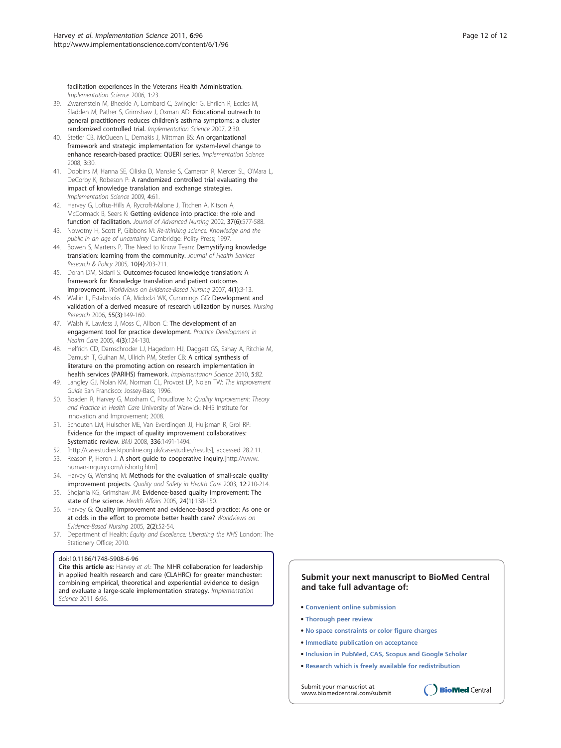facilitation experiences in the Veterans Health Administration. *Implementation Science* 2006, **1**:23.

39. Zwarenstein M, Bheekie A, Lombard C, Swingler G, Ehrlich R, Eccles M, Sladden M, Pather S, Grimshaw J, Oxman AD: **Educational outreach to general practitioners reduces children's asthma symptoms: a cluster randomized controlled trial.** *Implementation Science* 2007, **2**:30.
40. Stetler CB, McQueen L, Demakis J, Mittman BS: **An organizational framework and strategic implementation for system-level change to enhance research-based practice: QUERI series.** *Implementation Science* 2008, **3**:30.
41. Dobbins M, Hanna SE, Ciliska D, Manske S, Cameron R, Mercer SL, O'Mara L, DeCorby K, Robeson P: **A randomized controlled trial evaluating the impact of knowledge translation and exchange strategies.** *Implementation Science* 2009, **4**:61.
42. Harvey G, Loftus-Hills A, Rycroft-Malone J, Titchen A, Kitson A, McCormack B, Seers K: **Getting evidence into practice: the role and function of facilitation.** *Journal of Advanced Nursing* 2002, **37(6)**:577-588.
43. Nowotny H, Scott P, Gibbons M: *Re-thinking science. Knowledge and the public in an age of uncertainty* Cambridge: Polity Press; 1997.
44. Bowen S, Martens P, The Need to Know Team: **Demystifying knowledge translation: learning from the community.** *Journal of Health Services Research & Policy* 2005, **10(4)**:203-211.
45. Doran DM, Sidani S: **Outcomes-focused knowledge translation: A framework for Knowledge translation and patient outcomes improvement.** *Worldviews on Evidence-Based Nursing* 2007, **4(1)**:3-13.
46. Wallin L, Estabrooks CA, Midodzi WK, Cummings GG: **Development and validation of a derived measure of research utilization by nurses.** *Nursing Research* 2006, **55(3)**:149-160.
47. Walsh K, Lawless J, Moss C, Allbon C: **The development of an engagement tool for practice development.** *Practice Development in Health Care* 2005, **4(3)**:124-130.
48. Helfrich CD, Damschroder LJ, Hagedorn HJ, Daggett GS, Sahay A, Ritchie M, Damush T, Guihan M, Ullrich PM, Stetler CB: **A critical synthesis of literature on the promoting action on research implementation in health services (PARIHS) framework.** *Implementation Science* 2010, **5**:82.
49. Langley GJ, Nolan KM, Norman CL, Provost LP, Nolan TW: *The Improvement Guide* San Francisco: Jossey-Bass; 1996.
50. Boaden R, Harvey G, Moxham C, Proudlove N: *Quality Improvement: Theory and Practice in Health Care* University of Warwick: NHS Institute for Innovation and Improvement; 2008.
51. Schouten LM, Hulscher ME, Van Everdingen JJ, Huijsman R, Grol RP: **Evidence for the impact of quality improvement collaboratives: Systematic review.** *BMJ* 2008, **336**:1491-1494.
52. [http://casestudies.ktponline.org.uk/casestudies/results], accessed 28.2.11.
53. Reason P, Heron J: **A short guide to cooperative inquiry.**[http://www.human-inquiry.com/cishortg.htm].
54. Harvey G, Wensing M: **Methods for the evaluation of small-scale quality improvement projects.** *Quality and Safety in Health Care* 2003, **12**:210-214.
55. Shojania KG, Grimshaw JM: **Evidence-based quality improvement: The state of the science.** *Health Affairs* 2005, **24(1)**:138-150.
56. Harvey G: **Quality improvement and evidence-based practice: As one or at odds in the effort to promote better health care?** *Worldviews on Evidence-Based Nursing* 2005, **2(2)**:52-54.
57. Department of Health: *Equity and Excellence: Liberating the NHS* London: The Stationery Office; 2010.

doi:10.1186/1748-5908-6-96

**Cite this article as:** Harvey *et al.*: The NIHR collaboration for leadership in applied health research and care (CLAHRC) for greater manchester: combining empirical, theoretical and experiential evidence to design and evaluate a large-scale implementation strategy. *Implementation Science* 2011 **6**:96.

**Submit your next manuscript to BioMed Central and take full advantage of:**

- **Convenient online submission**
- **Thorough peer review**
- **No space constraints or color figure charges**
- **Immediate publication on acceptance**
- **Inclusion in PubMed, CAS, Scopus and Google Scholar**
- **Research which is freely available for redistribution**

Submit your manuscript at
www.biomedcentral.com/submit

BioMed Central